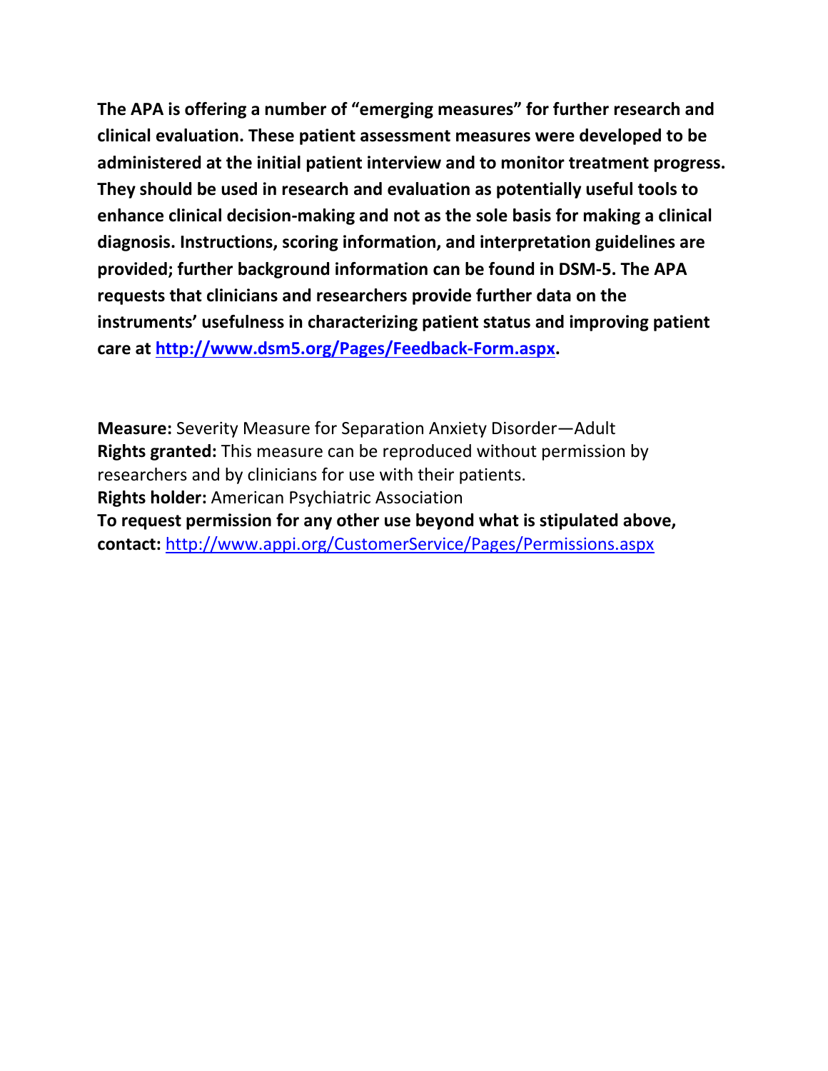**The APA is offering a number of "emerging measures" for further research and clinical evaluation. These patient assessment measures were developed to be administered at the initial patient interview and to monitor treatment progress. They should be used in research and evaluation as potentially useful tools to enhance clinical decision-making and not as the sole basis for making a clinical diagnosis. Instructions, scoring information, and interpretation guidelines are provided; further background information can be found in DSM-5. The APA requests that clinicians and researchers provide further data on the instruments' usefulness in characterizing patient status and improving patient care at [http://www.dsm5.org/Pages/Feedback-Form.aspx](http://www.dsm5.org/Pages/Feedback-Form.aspx).**

**Measure:** Severity Measure for Separation Anxiety Disorder—Adult
**Rights granted:** This measure can be reproduced without permission by researchers and by clinicians for use with their patients.
**Rights holder:** American Psychiatric Association
**To request permission for any other use beyond what is stipulated above, contact:** [http://www.appi.org/CustomerService/Pages/Permissions.aspx](http://www.appi.org/CustomerService/Pages/Permissions.aspx)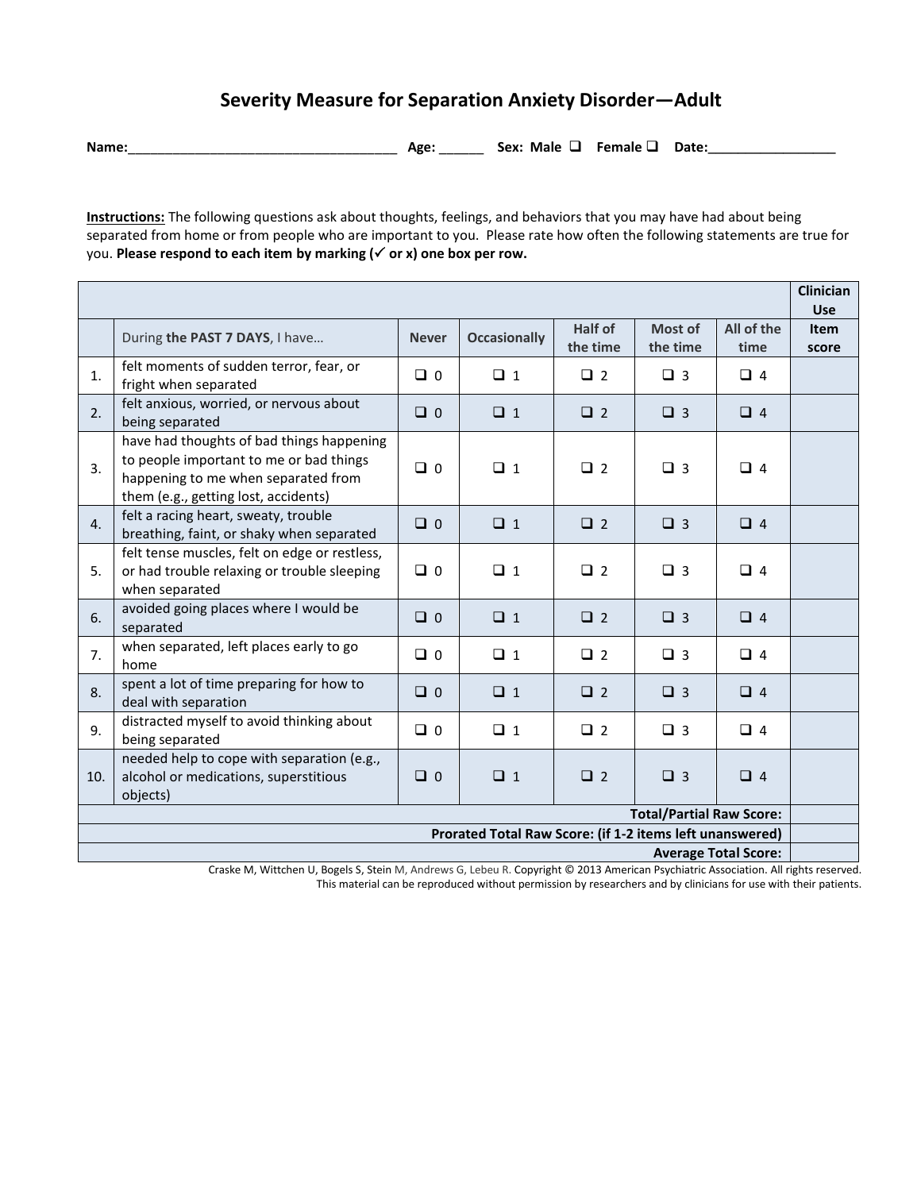# Severity Measure for Separation Anxiety Disorder—Adult

**Name:**____________________________________ **Age:** ______ **Sex:** Male ❑ Female ❑ **Date:**_________________

**Instructions:** The following questions ask about thoughts, feelings, and behaviors that you may have had about being separated from home or from people who are important to you. Please rate how often the following statements are true for you. **Please respond to each item by marking (✓ or x) one box per row.**

| | | | | | | | Clinician Use |
|---|---|---|---|---|---|---|---|
| | During **the PAST 7 DAYS**, I have… | Never | Occasionally | Half of the time | Most of the time | All of the time | Item score |
| 1. | felt moments of sudden terror, fear, or fright when separated | ❑ 0 | ❑ 1 | ❑ 2 | ❑ 3 | ❑ 4 | |
| 2. | felt anxious, worried, or nervous about being separated | ❑ 0 | ❑ 1 | ❑ 2 | ❑ 3 | ❑ 4 | |
| 3. | have had thoughts of bad things happening to people important to me or bad things happening to me when separated from them (e.g., getting lost, accidents) | ❑ 0 | ❑ 1 | ❑ 2 | ❑ 3 | ❑ 4 | |
| 4. | felt a racing heart, sweaty, trouble breathing, faint, or shaky when separated | ❑ 0 | ❑ 1 | ❑ 2 | ❑ 3 | ❑ 4 | |
| 5. | felt tense muscles, felt on edge or restless, or had trouble relaxing or trouble sleeping when separated | ❑ 0 | ❑ 1 | ❑ 2 | ❑ 3 | ❑ 4 | |
| 6. | avoided going places where I would be separated | ❑ 0 | ❑ 1 | ❑ 2 | ❑ 3 | ❑ 4 | |
| 7. | when separated, left places early to go home | ❑ 0 | ❑ 1 | ❑ 2 | ❑ 3 | ❑ 4 | |
| 8. | spent a lot of time preparing for how to deal with separation | ❑ 0 | ❑ 1 | ❑ 2 | ❑ 3 | ❑ 4 | |
| 9. | distracted myself to avoid thinking about being separated | ❑ 0 | ❑ 1 | ❑ 2 | ❑ 3 | ❑ 4 | |
| 10. | needed help to cope with separation (e.g., alcohol or medications, superstitious objects) | ❑ 0 | ❑ 1 | ❑ 2 | ❑ 3 | ❑ 4 | |
| | | | | | | **Total/Partial Raw Score:** | |
| | | | | | | **Prorated Total Raw Score: (if 1-2 items left unanswered)** | |
| | | | | | | **Average Total Score:** | |

Craske M, Wittchen U, Bogels S, Stein M, Andrews G, Lebeu R. Copyright © 2013 American Psychiatric Association. All rights reserved.
This material can be reproduced without permission by researchers and by clinicians for use with their patients.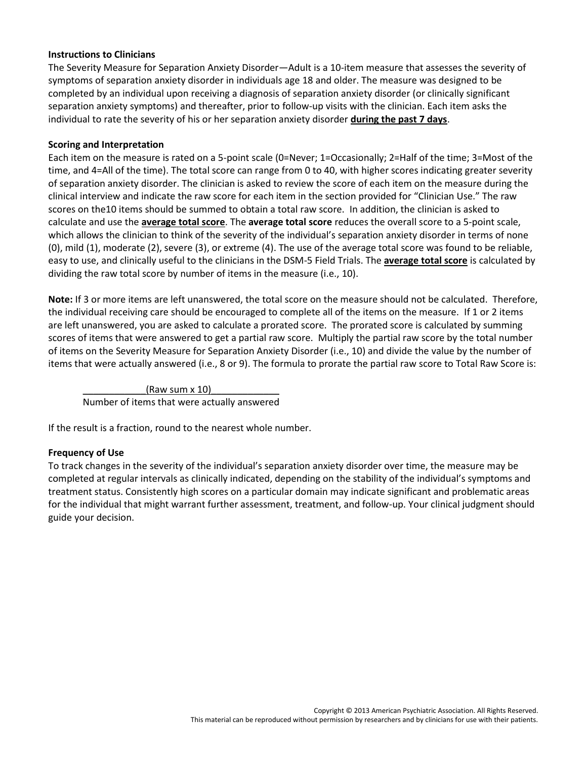**Instructions to Clinicians**

The Severity Measure for Separation Anxiety Disorder—Adult is a 10-item measure that assesses the severity of symptoms of separation anxiety disorder in individuals age 18 and older. The measure was designed to be completed by an individual upon receiving a diagnosis of separation anxiety disorder (or clinically significant separation anxiety symptoms) and thereafter, prior to follow-up visits with the clinician. Each item asks the individual to rate the severity of his or her separation anxiety disorder **during the past 7 days**.

**Scoring and Interpretation**

Each item on the measure is rated on a 5-point scale (0=Never; 1=Occasionally; 2=Half of the time; 3=Most of the time, and 4=All of the time). The total score can range from 0 to 40, with higher scores indicating greater severity of separation anxiety disorder. The clinician is asked to review the score of each item on the measure during the clinical interview and indicate the raw score for each item in the section provided for "Clinician Use." The raw scores on the10 items should be summed to obtain a total raw score. In addition, the clinician is asked to calculate and use the **average total score**. The **average total score** reduces the overall score to a 5-point scale, which allows the clinician to think of the severity of the individual's separation anxiety disorder in terms of none (0), mild (1), moderate (2), severe (3), or extreme (4). The use of the average total score was found to be reliable, easy to use, and clinically useful to the clinicians in the DSM-5 Field Trials. The **average total score** is calculated by dividing the raw total score by number of items in the measure (i.e., 10).

**Note:** If 3 or more items are left unanswered, the total score on the measure should not be calculated. Therefore, the individual receiving care should be encouraged to complete all of the items on the measure. If 1 or 2 items are left unanswered, you are asked to calculate a prorated score. The prorated score is calculated by summing scores of items that were answered to get a partial raw score. Multiply the partial raw score by the total number of items on the Severity Measure for Separation Anxiety Disorder (i.e., 10) and divide the value by the number of items that were actually answered (i.e., 8 or 9). The formula to prorate the partial raw score to Total Raw Score is:

$$\frac{\text{(Raw sum x 10)}}{\text{Number of items that were actually answered}}$$

If the result is a fraction, round to the nearest whole number.

**Frequency of Use**

To track changes in the severity of the individual's separation anxiety disorder over time, the measure may be completed at regular intervals as clinically indicated, depending on the stability of the individual's symptoms and treatment status. Consistently high scores on a particular domain may indicate significant and problematic areas for the individual that might warrant further assessment, treatment, and follow-up. Your clinical judgment should guide your decision.

Copyright © 2013 American Psychiatric Association. All Rights Reserved.
This material can be reproduced without permission by researchers and by clinicians for use with their patients.